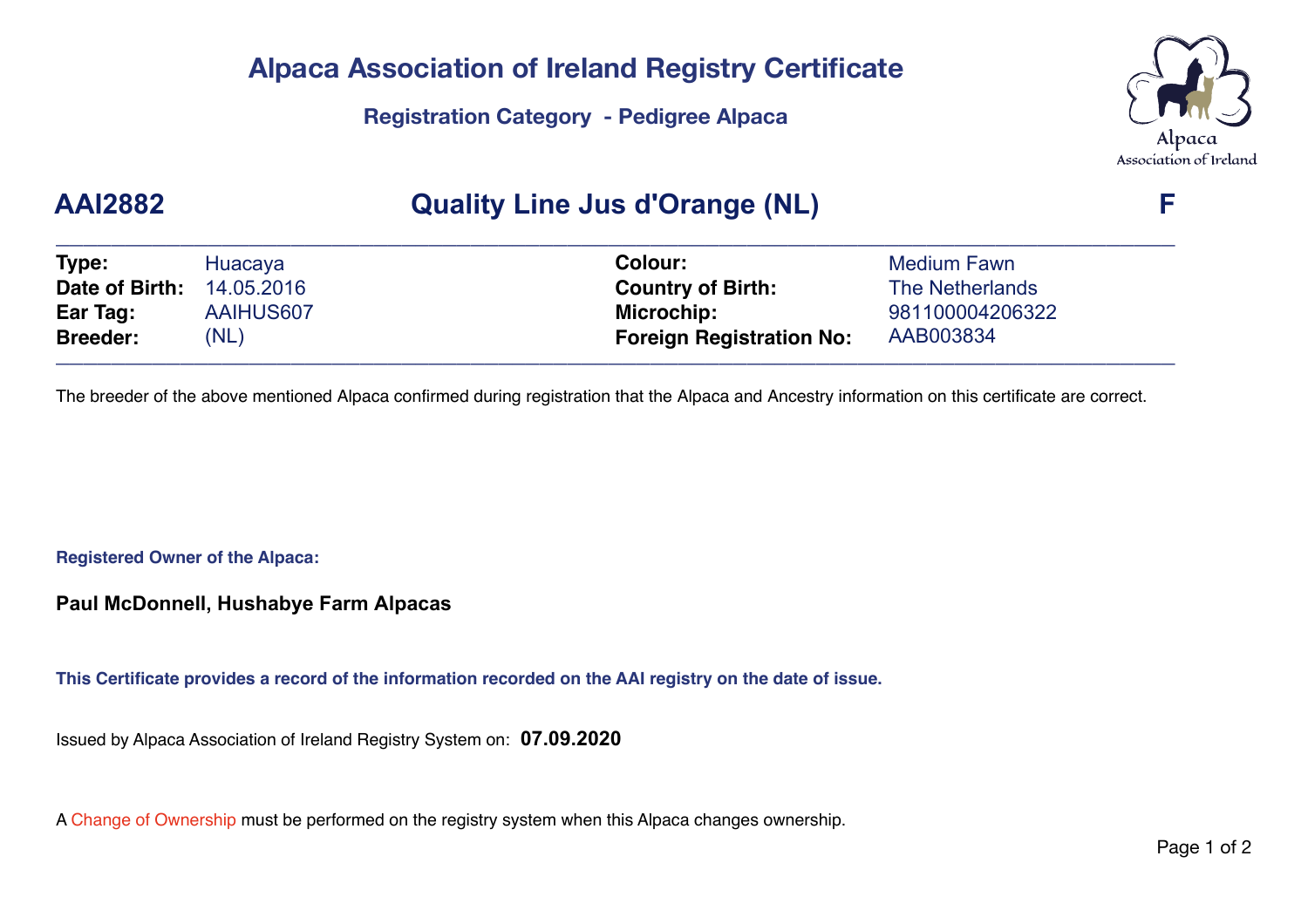# Alpaca Association of Ireland Registry Certificate

## Registration Category - Pedigree Alpaca

Alpaca Association of Ireland

## AAI2882 Quality Line Jus d'Orange (NL) F

| | | | |
|---|---|---|---|
| **Type:** | Huacaya | **Colour:** | Medium Fawn |
| **Date of Birth:** | 14.05.2016 | **Country of Birth:** | The Netherlands |
| **Ear Tag:** | AAIHUS607 | **Microchip:** | 981100004206322 |
| **Breeder:** | (NL) | **Foreign Registration No:** | AAB003834 |

The breeder of the above mentioned Alpaca confirmed during registration that the Alpaca and Ancestry information on this certificate are correct.

**Registered Owner of the Alpaca:**

**Paul McDonnell, Hushabye Farm Alpacas**

**This Certificate provides a record of the information recorded on the AAI registry on the date of issue.**

Issued by Alpaca Association of Ireland Registry System on: **07.09.2020**

A Change of Ownership must be performed on the registry system when this Alpaca changes ownership.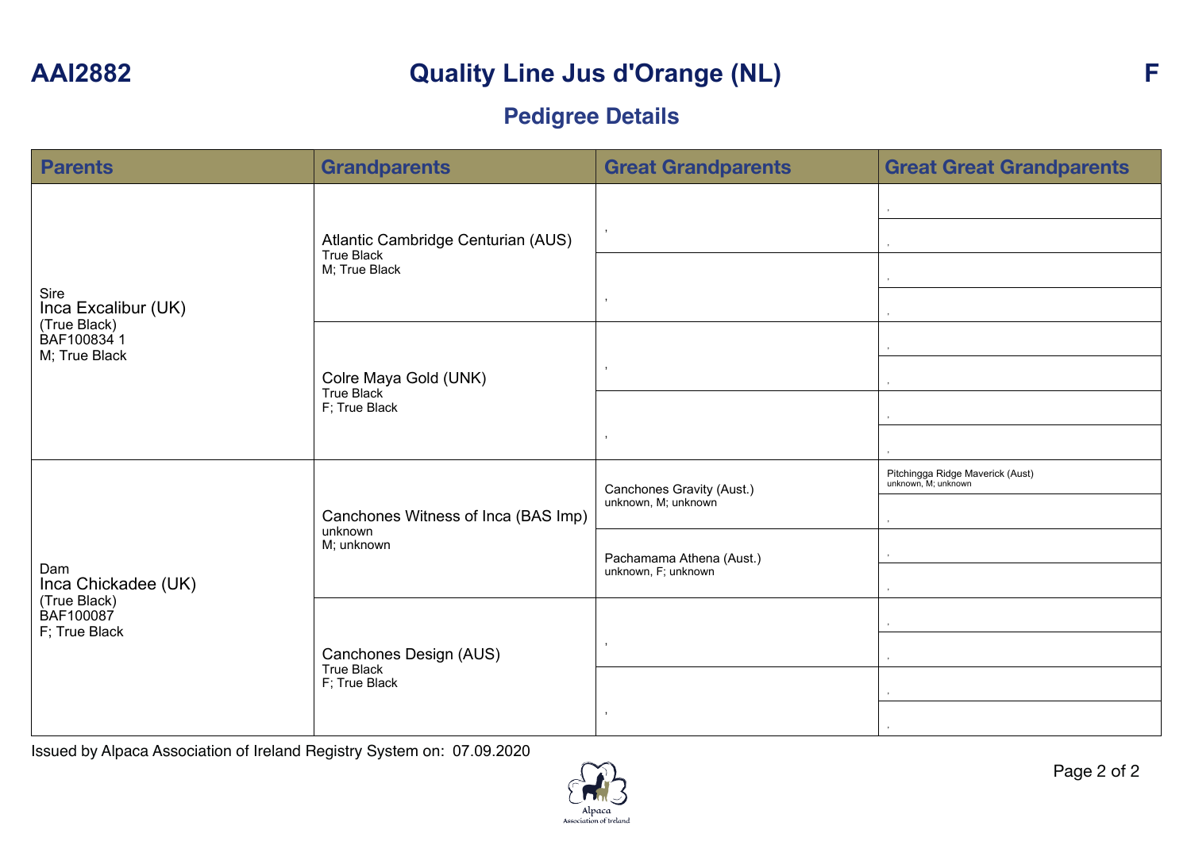# AAI2882 Quality Line Jus d'Orange (NL) F

## Pedigree Details

| Parents | Grandparents | Great Grandparents | Great Great Grandparents |
|---|---|---|---|
| Sire<br>Inca Excalibur (UK)<br>(True Black)<br>BAF100834 1<br>M; True Black | Atlantic Cambridge Centurian (AUS)<br>True Black<br>M; True Black | , | , |
| | | | , |
| | | , | , |
| | | | , |
| | Colre Maya Gold (UNK)<br>True Black<br>F; True Black | , | , |
| | | | , |
| | | , | , |
| | | | , |
| Dam<br>Inca Chickadee (UK)<br>(True Black)<br>BAF100087<br>F; True Black | Canchones Witness of Inca (BAS Imp)<br>unknown<br>M; unknown | Canchones Gravity (Aust.)<br>unknown, M; unknown | Pitchingga Ridge Maverick (Aust)<br>unknown, M; unknown |
| | | | , |
| | | Pachamama Athena (Aust.)<br>unknown, F; unknown | , |
| | | | , |
| | Canchones Design (AUS)<br>True Black<br>F; True Black | , | , |
| | | | , |
| | | , | , |
| | | | , |

Issued by Alpaca Association of Ireland Registry System on: 07.09.2020

Alpaca Association of Ireland